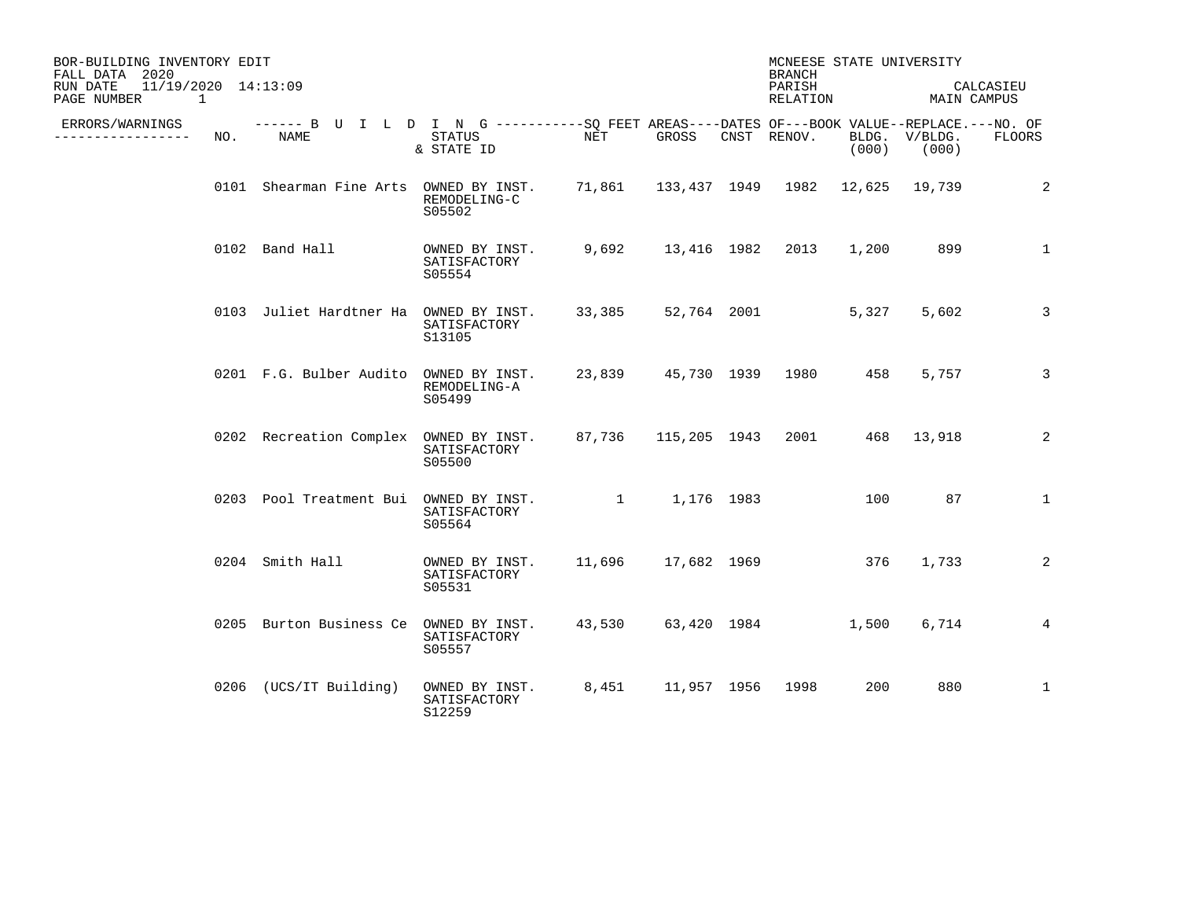BOR-BUILDING INVENTORY EDIT
FALL DATA 2020
RUN DATE 11/19/2020 14:13:09

MCNEESE STATE UNIVERSITY
BRANCH
PARISH CALCASIEU
RELATION MAIN CAMPUS

| ERRORS/WARNINGS | NO. | NAME | STATUS & STATE ID | NET | GROSS | CNST | RENOV. | BOOK VALUE BLDG. (000) | REPLACE. V/BLDG. (000) | NO. OF FLOORS |
|---|---|---|---|---|---|---|---|---|---|---|
| | 0101 | Shearman Fine Arts | OWNED BY INST. REMODELING-C S05502 | 71,861 | 133,437 | 1949 | 1982 | 12,625 | 19,739 | 2 |
| | 0102 | Band Hall | OWNED BY INST. SATISFACTORY S05554 | 9,692 | 13,416 | 1982 | 2013 | 1,200 | 899 | 1 |
| | 0103 | Juliet Hardtner Ha | OWNED BY INST. SATISFACTORY S13105 | 33,385 | 52,764 | 2001 | | 5,327 | 5,602 | 3 |
| | 0201 | F.G. Bulber Audito | OWNED BY INST. REMODELING-A S05499 | 23,839 | 45,730 | 1939 | 1980 | 458 | 5,757 | 3 |
| | 0202 | Recreation Complex | OWNED BY INST. SATISFACTORY S05500 | 87,736 | 115,205 | 1943 | 2001 | 468 | 13,918 | 2 |
| | 0203 | Pool Treatment Bui | OWNED BY INST. SATISFACTORY S05564 | 1 | 1,176 | 1983 | | 100 | 87 | 1 |
| | 0204 | Smith Hall | OWNED BY INST. SATISFACTORY S05531 | 11,696 | 17,682 | 1969 | | 376 | 1,733 | 2 |
| | 0205 | Burton Business Ce | OWNED BY INST. SATISFACTORY S05557 | 43,530 | 63,420 | 1984 | | 1,500 | 6,714 | 4 |
| | 0206 | (UCS/IT Building) | OWNED BY INST. SATISFACTORY S12259 | 8,451 | 11,957 | 1956 | 1998 | 200 | 880 | 1 |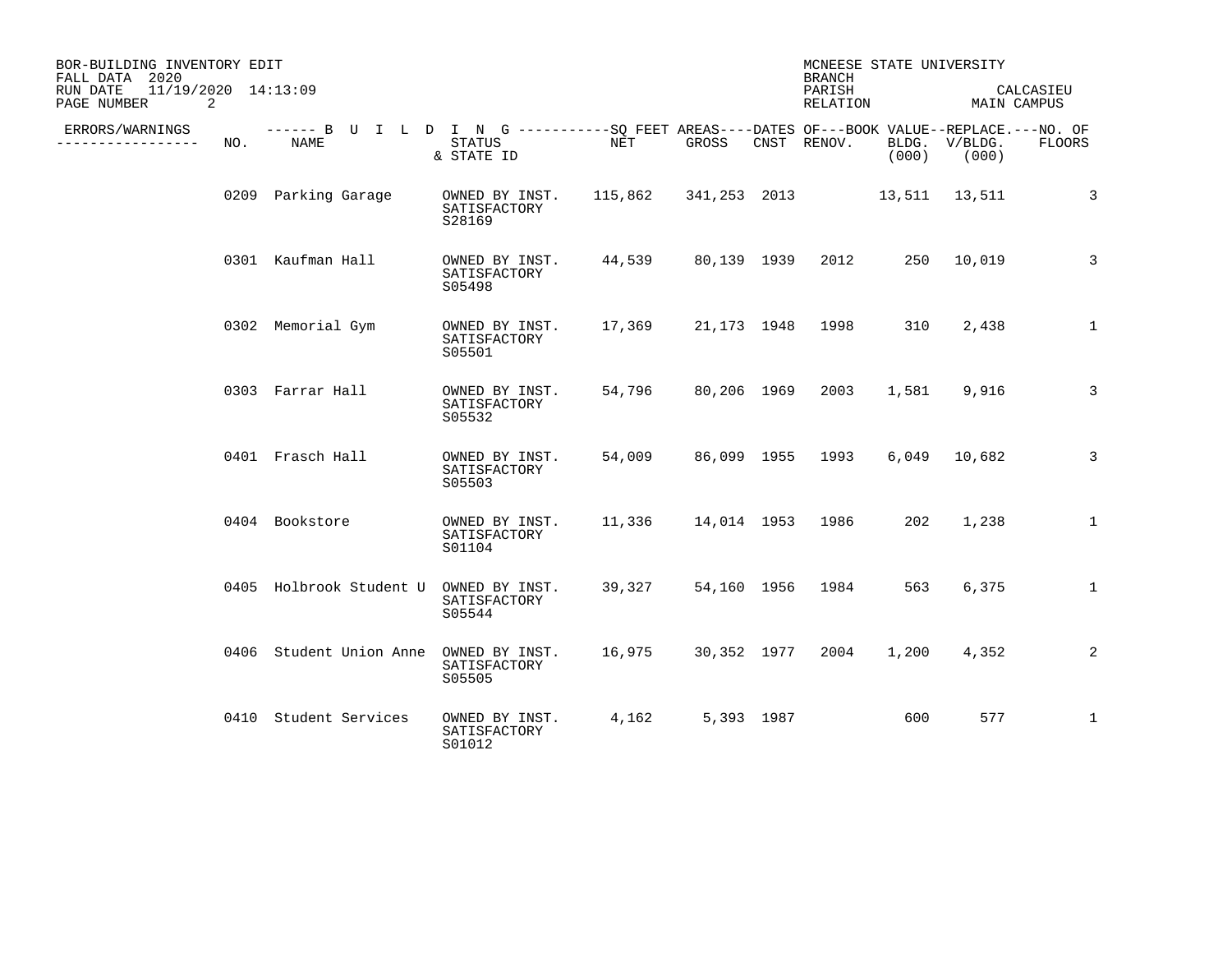BOR-BUILDING INVENTORY EDIT
FALL DATA 2020
RUN DATE 11/19/2020 14:13:09

MCNEESE STATE UNIVERSITY
BRANCH
PARISH CALCASIEU
RELATION MAIN CAMPUS

| ERRORS/WARNINGS | NO. | NAME | STATUS & STATE ID | NET | GROSS | CNST | RENOV. | BOOK VALUE BLDG. (000) | REPLACE. V/BLDG. (000) | NO. OF FLOORS |
|---|---|---|---|---|---|---|---|---|---|---|
| | 0209 | Parking Garage | OWNED BY INST. SATISFACTORY S28169 | 115,862 | 341,253 | 2013 | | 13,511 | 13,511 | 3 |
| | 0301 | Kaufman Hall | OWNED BY INST. SATISFACTORY S05498 | 44,539 | 80,139 | 1939 | 2012 | 250 | 10,019 | 3 |
| | 0302 | Memorial Gym | OWNED BY INST. SATISFACTORY S05501 | 17,369 | 21,173 | 1948 | 1998 | 310 | 2,438 | 1 |
| | 0303 | Farrar Hall | OWNED BY INST. SATISFACTORY S05532 | 54,796 | 80,206 | 1969 | 2003 | 1,581 | 9,916 | 3 |
| | 0401 | Frasch Hall | OWNED BY INST. SATISFACTORY S05503 | 54,009 | 86,099 | 1955 | 1993 | 6,049 | 10,682 | 3 |
| | 0404 | Bookstore | OWNED BY INST. SATISFACTORY S01104 | 11,336 | 14,014 | 1953 | 1986 | 202 | 1,238 | 1 |
| | 0405 | Holbrook Student U | OWNED BY INST. SATISFACTORY S05544 | 39,327 | 54,160 | 1956 | 1984 | 563 | 6,375 | 1 |
| | 0406 | Student Union Anne | OWNED BY INST. SATISFACTORY S05505 | 16,975 | 30,352 | 1977 | 2004 | 1,200 | 4,352 | 2 |
| | 0410 | Student Services | OWNED BY INST. SATISFACTORY S01012 | 4,162 | 5,393 | 1987 | | 600 | 577 | 1 |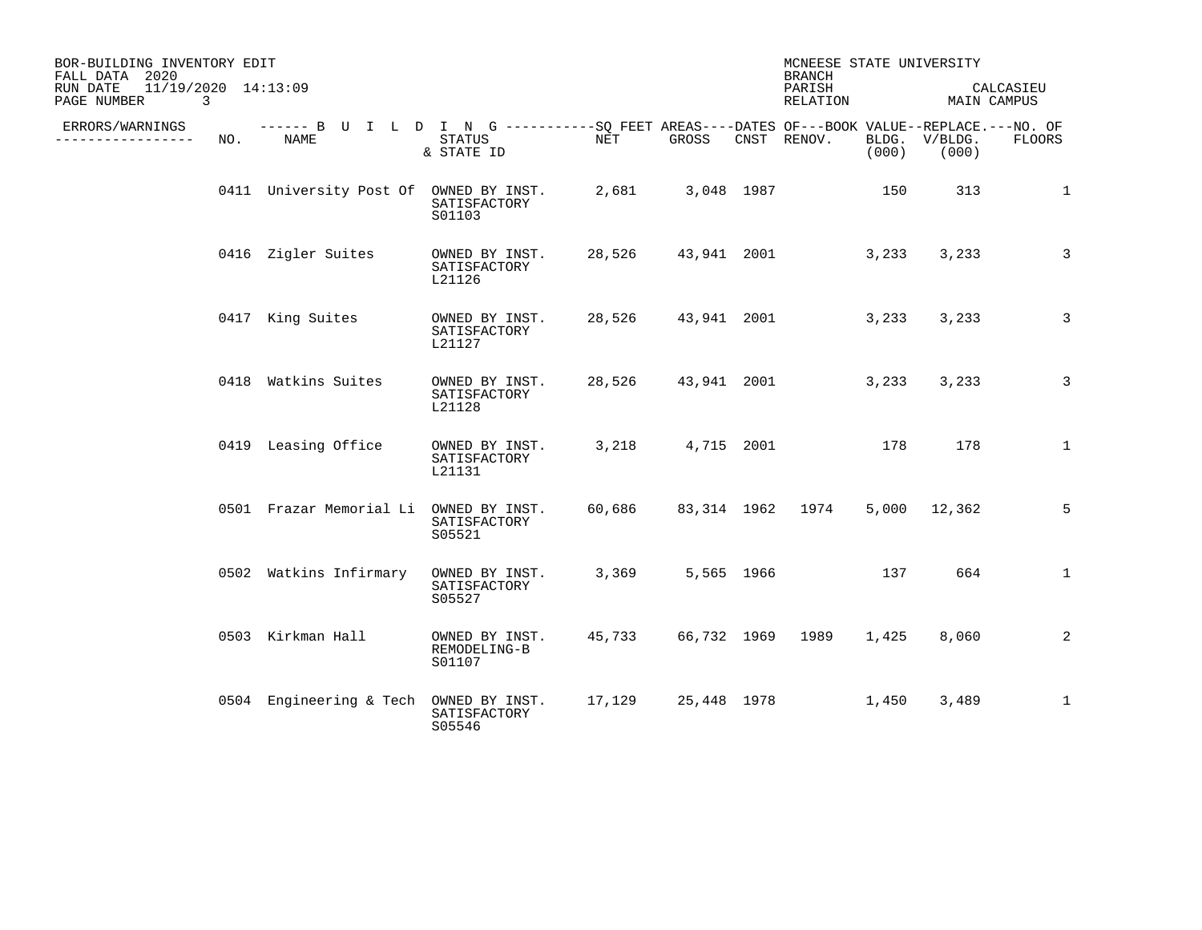BOR-BUILDING INVENTORY EDIT
FALL DATA 2020
RUN DATE 11/19/2020 14:13:09

MCNEESE STATE UNIVERSITY
BRANCH
PARISH CALCASIEU
RELATION MAIN CAMPUS

| ERRORS/WARNINGS | NO. | NAME | STATUS & STATE ID | NET | GROSS | CNST | RENOV. | BLDG. (000) | V/BLDG. (000) | NO. OF FLOORS |
|---|---|---|---|---|---|---|---|---|---|---|
| | 0411 | University Post Of | OWNED BY INST. SATISFACTORY S01103 | 2,681 | 3,048 | 1987 | | 150 | 313 | 1 |
| | 0416 | Zigler Suites | OWNED BY INST. SATISFACTORY L21126 | 28,526 | 43,941 | 2001 | | 3,233 | 3,233 | 3 |
| | 0417 | King Suites | OWNED BY INST. SATISFACTORY L21127 | 28,526 | 43,941 | 2001 | | 3,233 | 3,233 | 3 |
| | 0418 | Watkins Suites | OWNED BY INST. SATISFACTORY L21128 | 28,526 | 43,941 | 2001 | | 3,233 | 3,233 | 3 |
| | 0419 | Leasing Office | OWNED BY INST. SATISFACTORY L21131 | 3,218 | 4,715 | 2001 | | 178 | 178 | 1 |
| | 0501 | Frazar Memorial Li | OWNED BY INST. SATISFACTORY S05521 | 60,686 | 83,314 | 1962 | 1974 | 5,000 | 12,362 | 5 |
| | 0502 | Watkins Infirmary | OWNED BY INST. SATISFACTORY S05527 | 3,369 | 5,565 | 1966 | | 137 | 664 | 1 |
| | 0503 | Kirkman Hall | OWNED BY INST. REMODELING-B S01107 | 45,733 | 66,732 | 1969 | 1989 | 1,425 | 8,060 | 2 |
| | 0504 | Engineering & Tech | OWNED BY INST. SATISFACTORY S05546 | 17,129 | 25,448 | 1978 | | 1,450 | 3,489 | 1 |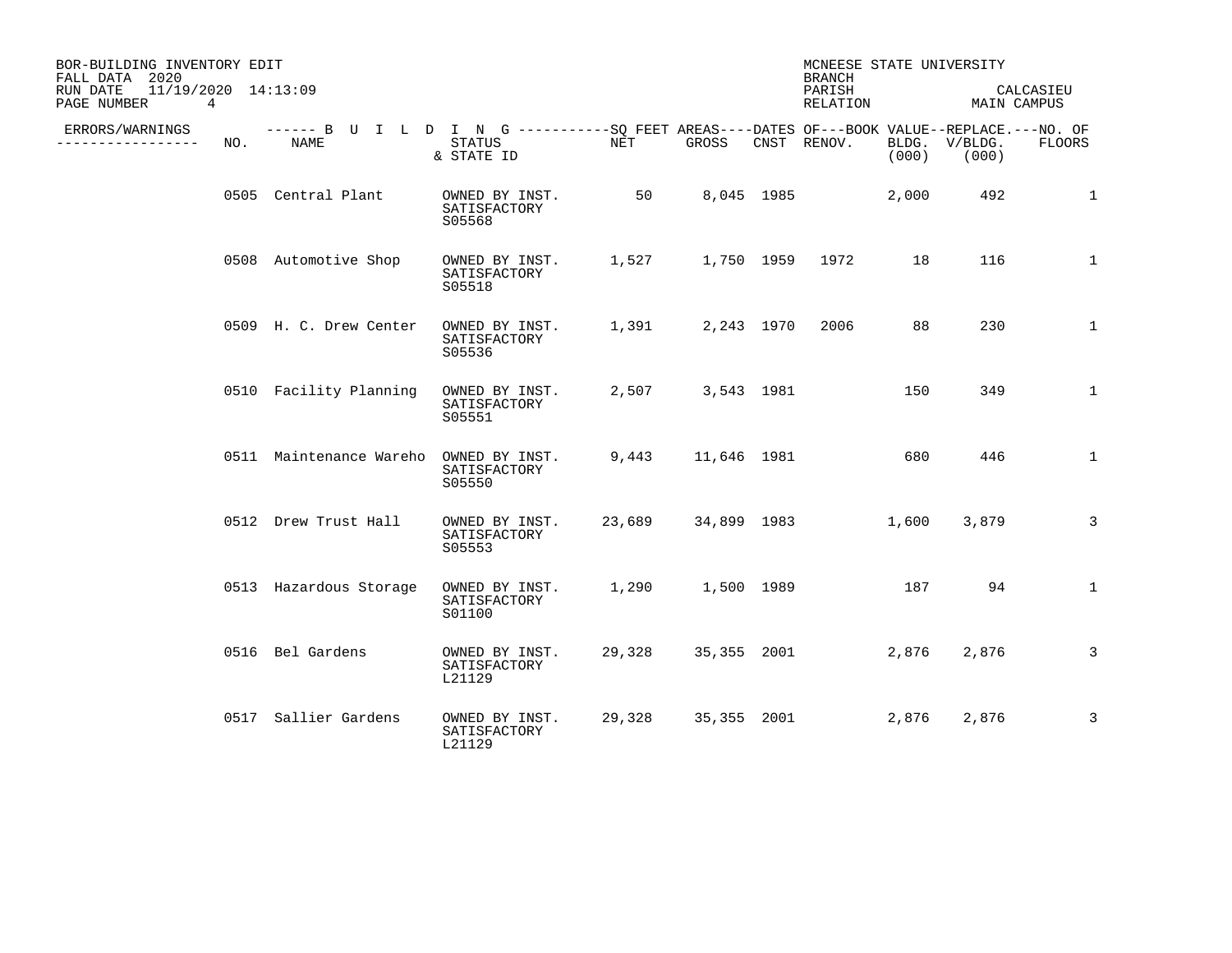BOR-BUILDING INVENTORY EDIT
FALL DATA 2020
RUN DATE 11/19/2020 14:13:09
PAGE NUMBER 4

MCNEESE STATE UNIVERSITY
BRANCH
PARISH CALCASIEU
RELATION MAIN CAMPUS

| ERRORS/WARNINGS | NO. | NAME | STATUS & STATE ID | NET | GROSS | CNST | RENOV. | BOOK VALUE BLDG. (000) | REPLACE. V/BLDG. (000) | NO. OF FLOORS |
|---|---|---|---|---|---|---|---|---|---|---|
| | 0505 | Central Plant | OWNED BY INST. SATISFACTORY S05568 | 50 | 8,045 | 1985 | | 2,000 | 492 | 1 |
| | 0508 | Automotive Shop | OWNED BY INST. SATISFACTORY S05518 | 1,527 | 1,750 | 1959 | 1972 | 18 | 116 | 1 |
| | 0509 | H. C. Drew Center | OWNED BY INST. SATISFACTORY S05536 | 1,391 | 2,243 | 1970 | 2006 | 88 | 230 | 1 |
| | 0510 | Facility Planning | OWNED BY INST. SATISFACTORY S05551 | 2,507 | 3,543 | 1981 | | 150 | 349 | 1 |
| | 0511 | Maintenance Wareho | OWNED BY INST. SATISFACTORY S05550 | 9,443 | 11,646 | 1981 | | 680 | 446 | 1 |
| | 0512 | Drew Trust Hall | OWNED BY INST. SATISFACTORY S05553 | 23,689 | 34,899 | 1983 | | 1,600 | 3,879 | 3 |
| | 0513 | Hazardous Storage | OWNED BY INST. SATISFACTORY S01100 | 1,290 | 1,500 | 1989 | | 187 | 94 | 1 |
| | 0516 | Bel Gardens | OWNED BY INST. SATISFACTORY L21129 | 29,328 | 35,355 | 2001 | | 2,876 | 2,876 | 3 |
| | 0517 | Sallier Gardens | OWNED BY INST. SATISFACTORY L21129 | 29,328 | 35,355 | 2001 | | 2,876 | 2,876 | 3 |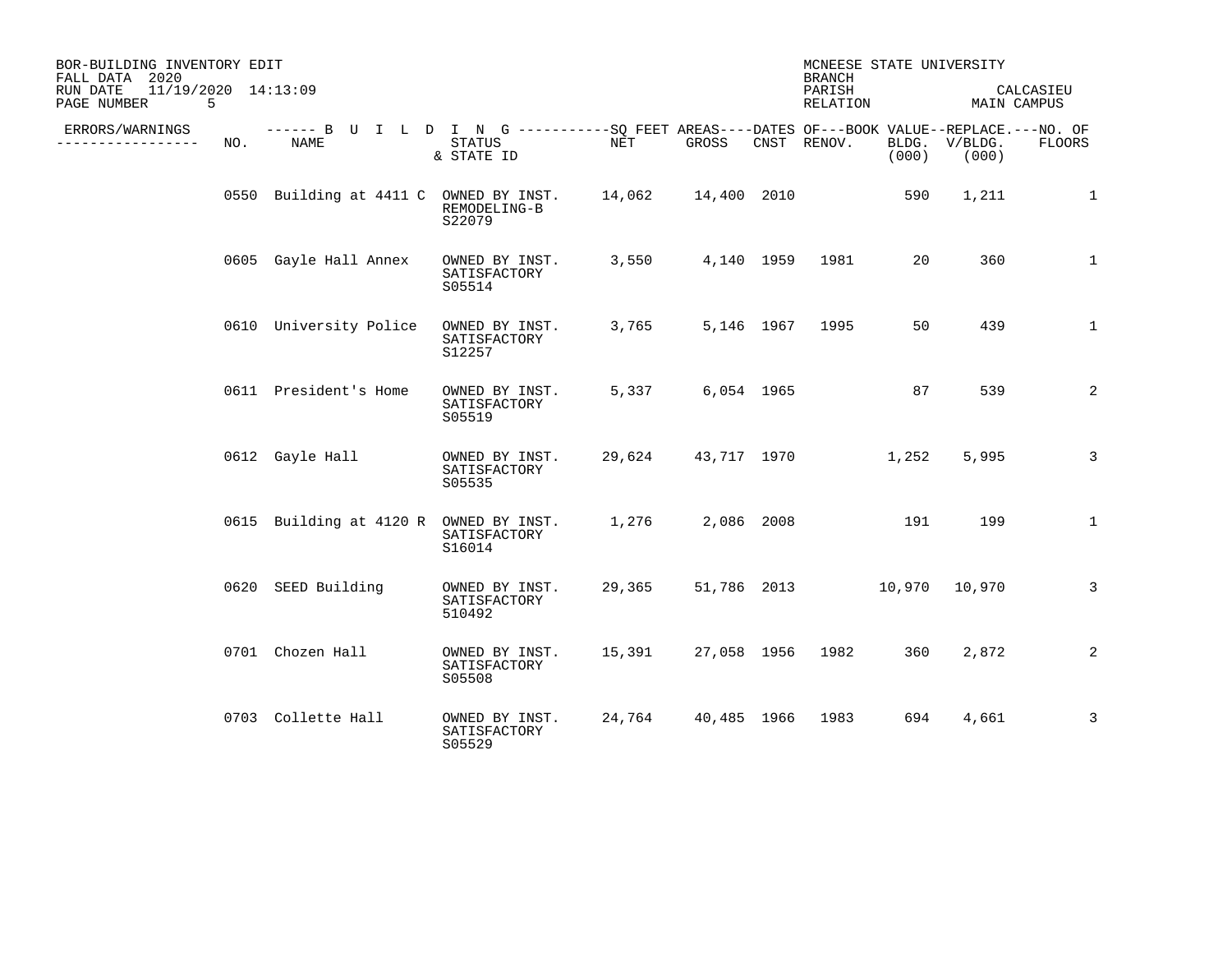BOR-BUILDING INVENTORY EDIT
FALL DATA 2020
RUN DATE 11/19/2020 14:13:09
PAGE NUMBER 5

MCNEESE STATE UNIVERSITY
BRANCH
PARISH CALCASIEU
RELATION MAIN CAMPUS

| ERRORS/WARNINGS | NO. | NAME | STATUS & STATE ID | NET | GROSS | CNST | RENOV. | BOOK VALUE BLDG. (000) | REPLACE. V/BLDG. (000) | NO. OF FLOORS |
|---|---|---|---|---|---|---|---|---|---|---|
| | 0550 | Building at 4411 C | OWNED BY INST. REMODELING-B S22079 | 14,062 | 14,400 | 2010 | | 590 | 1,211 | 1 |
| | 0605 | Gayle Hall Annex | OWNED BY INST. SATISFACTORY S05514 | 3,550 | 4,140 | 1959 | 1981 | 20 | 360 | 1 |
| | 0610 | University Police | OWNED BY INST. SATISFACTORY S12257 | 3,765 | 5,146 | 1967 | 1995 | 50 | 439 | 1 |
| | 0611 | President's Home | OWNED BY INST. SATISFACTORY S05519 | 5,337 | 6,054 | 1965 | | 87 | 539 | 2 |
| | 0612 | Gayle Hall | OWNED BY INST. SATISFACTORY S05535 | 29,624 | 43,717 | 1970 | | 1,252 | 5,995 | 3 |
| | 0615 | Building at 4120 R | OWNED BY INST. SATISFACTORY S16014 | 1,276 | 2,086 | 2008 | | 191 | 199 | 1 |
| | 0620 | SEED Building | OWNED BY INST. SATISFACTORY 510492 | 29,365 | 51,786 | 2013 | | 10,970 | 10,970 | 3 |
| | 0701 | Chozen Hall | OWNED BY INST. SATISFACTORY S05508 | 15,391 | 27,058 | 1956 | 1982 | 360 | 2,872 | 2 |
| | 0703 | Collette Hall | OWNED BY INST. SATISFACTORY S05529 | 24,764 | 40,485 | 1966 | 1983 | 694 | 4,661 | 3 |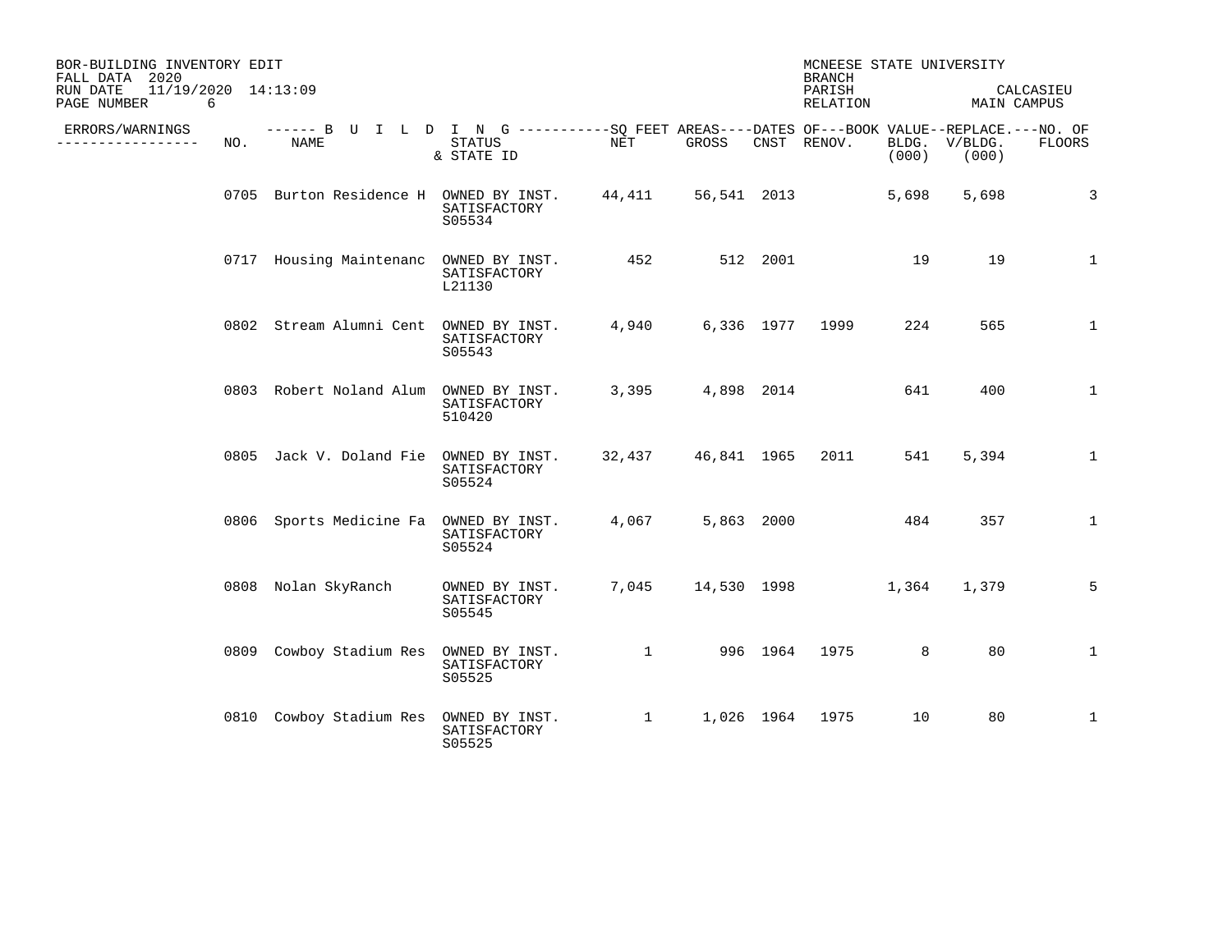BOR-BUILDING INVENTORY EDIT
FALL DATA 2020
RUN DATE 11/19/2020 14:13:09
PAGE NUMBER 6

MCNEESE STATE UNIVERSITY
BRANCH
PARISH CALCASIEU
RELATION MAIN CAMPUS

| ERRORS/WARNINGS | NO. | NAME | STATUS & STATE ID | NET | GROSS | CNST | RENOV. | BLDG. (000) | V/BLDG. (000) | FLOORS |
|---|---|---|---|---|---|---|---|---|---|---|
| | 0705 | Burton Residence H | OWNED BY INST. SATISFACTORY S05534 | 44,411 | 56,541 | 2013 | | 5,698 | 5,698 | 3 |
| | 0717 | Housing Maintenanc | OWNED BY INST. SATISFACTORY L21130 | 452 | 512 | 2001 | | 19 | 19 | 1 |
| | 0802 | Stream Alumni Cent | OWNED BY INST. SATISFACTORY S05543 | 4,940 | 6,336 | 1977 | 1999 | 224 | 565 | 1 |
| | 0803 | Robert Noland Alum | OWNED BY INST. SATISFACTORY 510420 | 3,395 | 4,898 | 2014 | | 641 | 400 | 1 |
| | 0805 | Jack V. Doland Fie | OWNED BY INST. SATISFACTORY S05524 | 32,437 | 46,841 | 1965 | 2011 | 541 | 5,394 | 1 |
| | 0806 | Sports Medicine Fa | OWNED BY INST. SATISFACTORY S05524 | 4,067 | 5,863 | 2000 | | 484 | 357 | 1 |
| | 0808 | Nolan SkyRanch | OWNED BY INST. SATISFACTORY S05545 | 7,045 | 14,530 | 1998 | | 1,364 | 1,379 | 5 |
| | 0809 | Cowboy Stadium Res | OWNED BY INST. SATISFACTORY S05525 | 1 | 996 | 1964 | 1975 | 8 | 80 | 1 |
| | 0810 | Cowboy Stadium Res | OWNED BY INST. SATISFACTORY S05525 | 1 | 1,026 | 1964 | 1975 | 10 | 80 | 1 |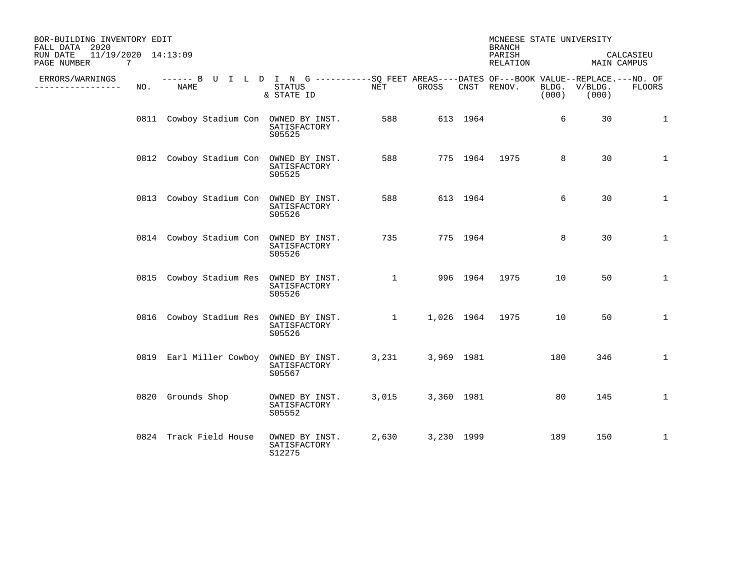BOR-BUILDING INVENTORY EDIT
FALL DATA 2020
RUN DATE 11/19/2020 14:13:09

MCNEESE STATE UNIVERSITY
BRANCH
PARISH CALCASIEU
RELATION MAIN CAMPUS

| ERRORS/WARNINGS | NO. | BUILDING NAME | STATUS & STATE ID | NET | GROSS | CNST | RENOV. | BOOK VALUE BLDG. (000) | REPLACE. V/BLDG. (000) | NO. OF FLOORS |
|---|---|---|---|---|---|---|---|---|---|---|
| | 0811 | Cowboy Stadium Con | OWNED BY INST. SATISFACTORY S05525 | 588 | 613 | 1964 | | 6 | 30 | 1 |
| | 0812 | Cowboy Stadium Con | OWNED BY INST. SATISFACTORY S05525 | 588 | 775 | 1964 | 1975 | 8 | 30 | 1 |
| | 0813 | Cowboy Stadium Con | OWNED BY INST. SATISFACTORY S05526 | 588 | 613 | 1964 | | 6 | 30 | 1 |
| | 0814 | Cowboy Stadium Con | OWNED BY INST. SATISFACTORY S05526 | 735 | 775 | 1964 | | 8 | 30 | 1 |
| | 0815 | Cowboy Stadium Res | OWNED BY INST. SATISFACTORY S05526 | 1 | 996 | 1964 | 1975 | 10 | 50 | 1 |
| | 0816 | Cowboy Stadium Res | OWNED BY INST. SATISFACTORY S05526 | 1 | 1,026 | 1964 | 1975 | 10 | 50 | 1 |
| | 0819 | Earl Miller Cowboy | OWNED BY INST. SATISFACTORY S05567 | 3,231 | 3,969 | 1981 | | 180 | 346 | 1 |
| | 0820 | Grounds Shop | OWNED BY INST. SATISFACTORY S05552 | 3,015 | 3,360 | 1981 | | 80 | 145 | 1 |
| | 0824 | Track Field House | OWNED BY INST. SATISFACTORY S12275 | 2,630 | 3,230 | 1999 | | 189 | 150 | 1 |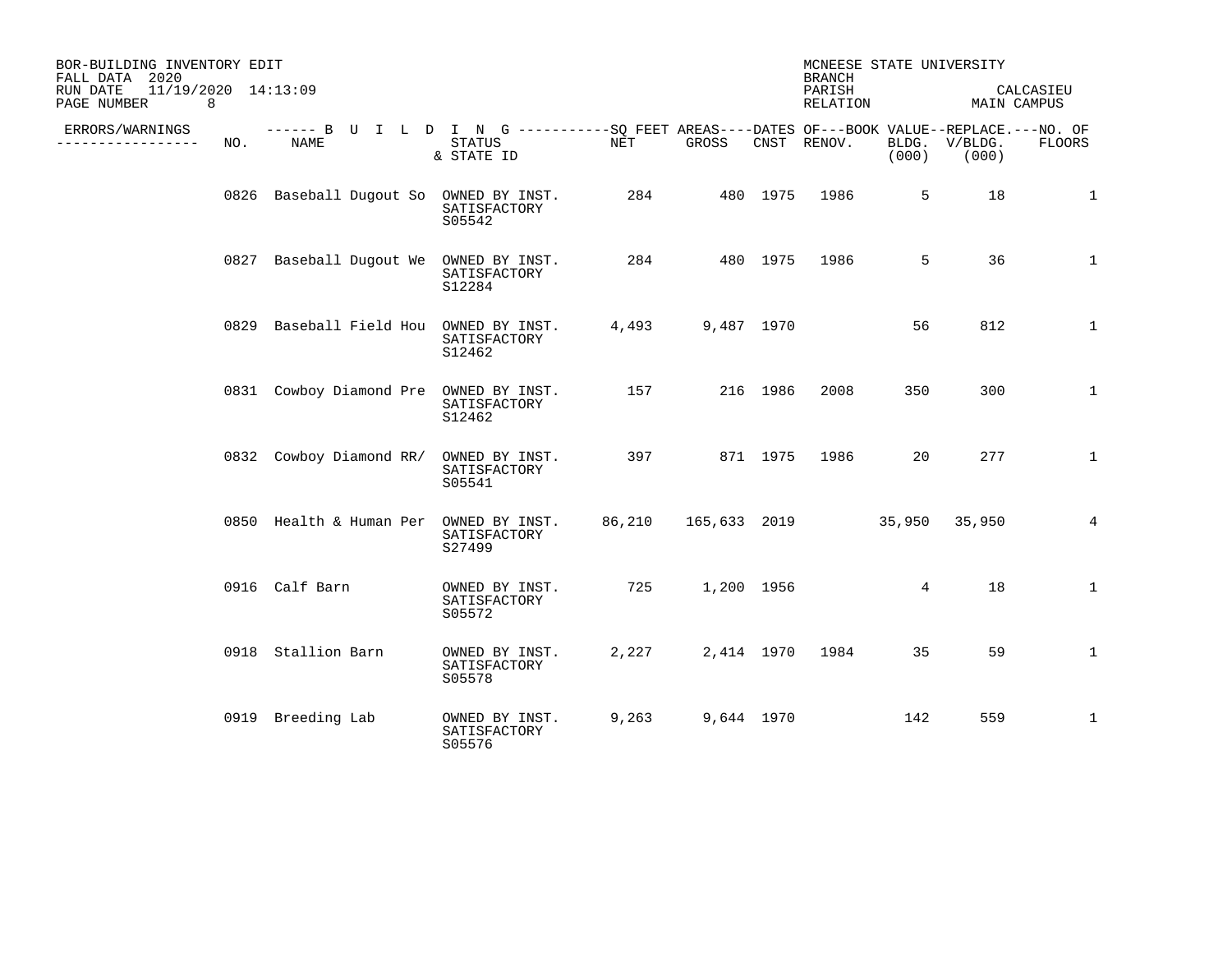BOR-BUILDING INVENTORY EDIT
FALL DATA 2020
RUN DATE 11/19/2020 14:13:09
PAGE NUMBER 8

MCNEESE STATE UNIVERSITY
BRANCH
PARISH CALCASIEU
RELATION MAIN CAMPUS

| ERRORS/WARNINGS | NO. | BUILDING NAME | STATUS & STATE ID | SQ FEET AREAS NET | SQ FEET AREAS GROSS | DATES OF CNST | DATES OF RENOV. | BOOK VALUE BLDG. (000) | REPLACE. V/BLDG. (000) | NO. OF FLOORS |
|---|---|---|---|---|---|---|---|---|---|---|
| | 0826 | Baseball Dugout So | OWNED BY INST. SATISFACTORY S05542 | 284 | 480 | 1975 | 1986 | 5 | 18 | 1 |
| | 0827 | Baseball Dugout We | OWNED BY INST. SATISFACTORY S12284 | 284 | 480 | 1975 | 1986 | 5 | 36 | 1 |
| | 0829 | Baseball Field Hou | OWNED BY INST. SATISFACTORY S12462 | 4,493 | 9,487 | 1970 | | 56 | 812 | 1 |
| | 0831 | Cowboy Diamond Pre | OWNED BY INST. SATISFACTORY S12462 | 157 | 216 | 1986 | 2008 | 350 | 300 | 1 |
| | 0832 | Cowboy Diamond RR/ | OWNED BY INST. SATISFACTORY S05541 | 397 | 871 | 1975 | 1986 | 20 | 277 | 1 |
| | 0850 | Health & Human Per | OWNED BY INST. SATISFACTORY S27499 | 86,210 | 165,633 | 2019 | | 35,950 | 35,950 | 4 |
| | 0916 | Calf Barn | OWNED BY INST. SATISFACTORY S05572 | 725 | 1,200 | 1956 | | 4 | 18 | 1 |
| | 0918 | Stallion Barn | OWNED BY INST. SATISFACTORY S05578 | 2,227 | 2,414 | 1970 | 1984 | 35 | 59 | 1 |
| | 0919 | Breeding Lab | OWNED BY INST. SATISFACTORY S05576 | 9,263 | 9,644 | 1970 | | 142 | 559 | 1 |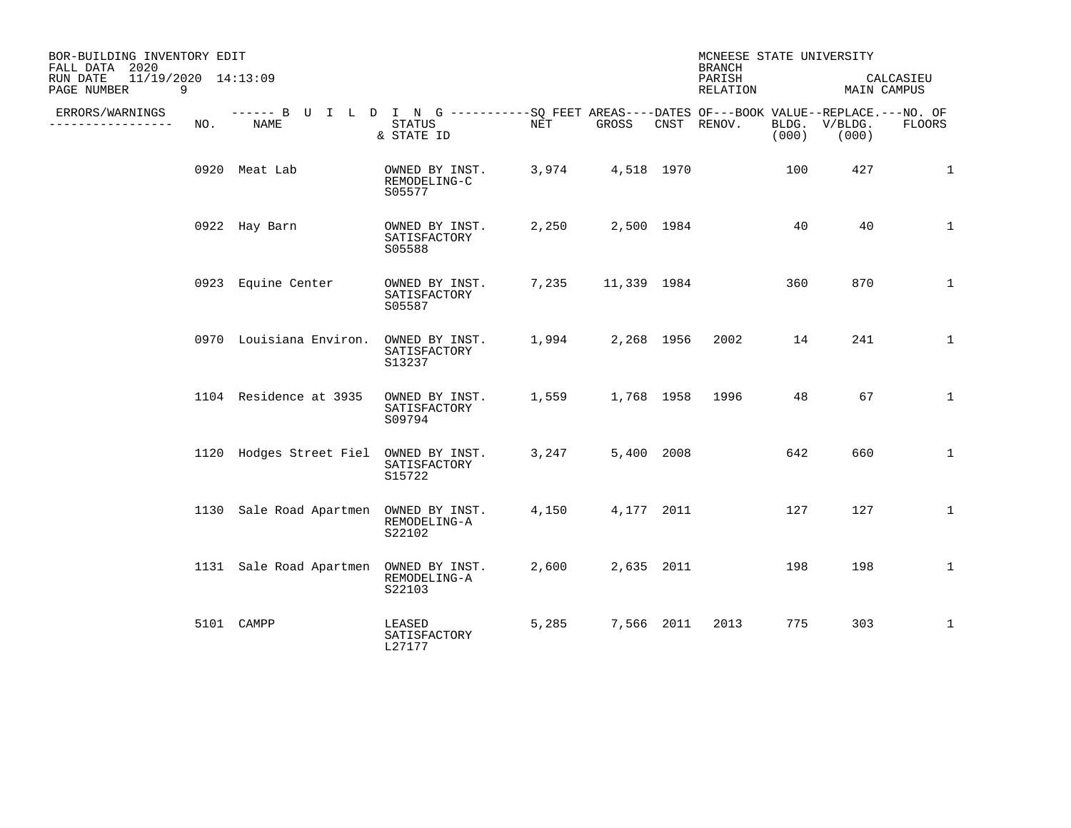BOR-BUILDING INVENTORY EDIT
FALL DATA 2020
RUN DATE 11/19/2020 14:13:09

MCNEESE STATE UNIVERSITY
BRANCH
PARISH CALCASIEU
RELATION MAIN CAMPUS

| ERRORS/WARNINGS | NO. | NAME | STATUS & STATE ID | NET | GROSS | CNST | RENOV. | BOOK VALUE BLDG. (000) | REPLACE. V/BLDG. (000) | NO. OF FLOORS |
|---|---|---|---|---|---|---|---|---|---|---|
| | 0920 | Meat Lab | OWNED BY INST. REMODELING-C S05577 | 3,974 | 4,518 | 1970 | | 100 | 427 | 1 |
| | 0922 | Hay Barn | OWNED BY INST. SATISFACTORY S05588 | 2,250 | 2,500 | 1984 | | 40 | 40 | 1 |
| | 0923 | Equine Center | OWNED BY INST. SATISFACTORY S05587 | 7,235 | 11,339 | 1984 | | 360 | 870 | 1 |
| | 0970 | Louisiana Environ. | OWNED BY INST. SATISFACTORY S13237 | 1,994 | 2,268 | 1956 | 2002 | 14 | 241 | 1 |
| | 1104 | Residence at 3935 | OWNED BY INST. SATISFACTORY S09794 | 1,559 | 1,768 | 1958 | 1996 | 48 | 67 | 1 |
| | 1120 | Hodges Street Fiel | OWNED BY INST. SATISFACTORY S15722 | 3,247 | 5,400 | 2008 | | 642 | 660 | 1 |
| | 1130 | Sale Road Apartmen | OWNED BY INST. REMODELING-A S22102 | 4,150 | 4,177 | 2011 | | 127 | 127 | 1 |
| | 1131 | Sale Road Apartmen | OWNED BY INST. REMODELING-A S22103 | 2,600 | 2,635 | 2011 | | 198 | 198 | 1 |
| | 5101 | CAMPP | LEASED SATISFACTORY L27177 | 5,285 | 7,566 | 2011 | 2013 | 775 | 303 | 1 |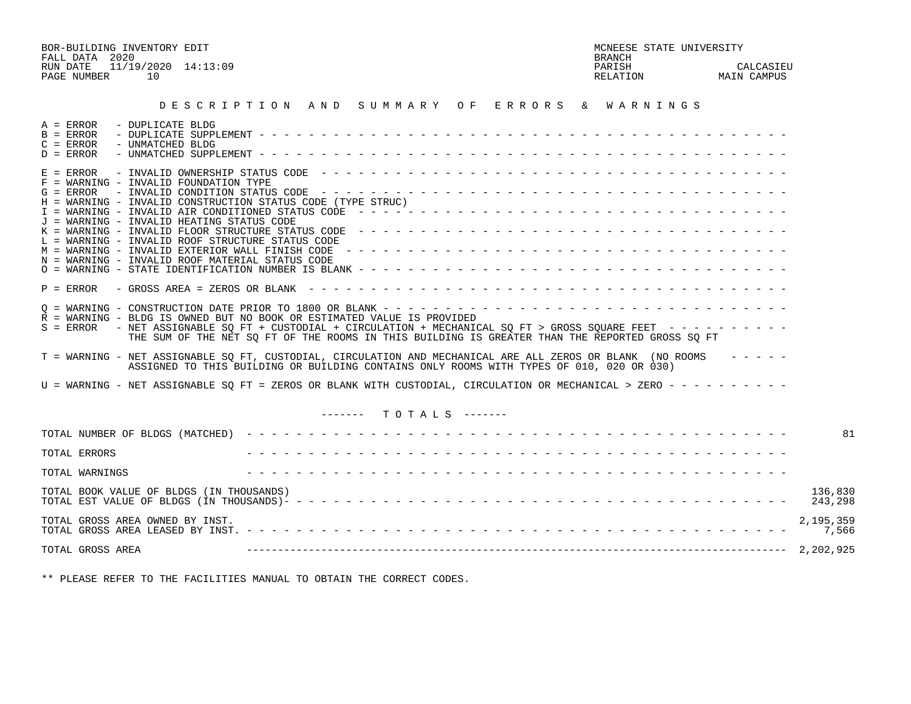BOR-BUILDING INVENTORY EDIT
FALL DATA 2020
RUN DATE 11/19/2020 14:13:09
PAGE NUMBER 10

MCNEESE STATE UNIVERSITY
BRANCH
PARISH CALCASIEU
RELATION MAIN CAMPUS

## DESCRIPTION AND SUMMARY OF ERRORS & WARNINGS

A = ERROR - DUPLICATE BLDG
B = ERROR - DUPLICATE SUPPLEMENT
C = ERROR - UNMATCHED BLDG
D = ERROR - UNMATCHED SUPPLEMENT

E = ERROR - INVALID OWNERSHIP STATUS CODE
F = WARNING - INVALID FOUNDATION TYPE
G = ERROR - INVALID CONDITION STATUS CODE
H = WARNING - INVALID CONSTRUCTION STATUS CODE (TYPE STRUC)
I = WARNING - INVALID AIR CONDITIONED STATUS CODE
J = WARNING - INVALID HEATING STATUS CODE
K = WARNING - INVALID FLOOR STRUCTURE STATUS CODE
L = WARNING - INVALID ROOF STRUCTURE STATUS CODE
M = WARNING - INVALID EXTERIOR WALL FINISH CODE
N = WARNING - INVALID ROOF MATERIAL STATUS CODE
O = WARNING - STATE IDENTIFICATION NUMBER IS BLANK

P = ERROR - GROSS AREA = ZEROS OR BLANK

Q = WARNING - CONSTRUCTION DATE PRIOR TO 1800 OR BLANK
R = WARNING - BLDG IS OWNED BUT NO BOOK OR ESTIMATED VALUE IS PROVIDED
S = ERROR - NET ASSIGNABLE SQ FT + CUSTODIAL + CIRCULATION + MECHANICAL SQ FT > GROSS SQUARE FEET
THE SUM OF THE NET SQ FT OF THE ROOMS IN THIS BUILDING IS GREATER THAN THE REPORTED GROSS SQ FT

T = WARNING - NET ASSIGNABLE SQ FT, CUSTODIAL, CIRCULATION AND MECHANICAL ARE ALL ZEROS OR BLANK (NO ROOMS ASSIGNED TO THIS BUILDING OR BUILDING CONTAINS ONLY ROOMS WITH TYPES OF 010, 020 OR 030)

U = WARNING - NET ASSIGNABLE SQ FT = ZEROS OR BLANK WITH CUSTODIAL, CIRCULATION OR MECHANICAL > ZERO

## ------- TOTALS -------

| | |
|---|---|
| TOTAL NUMBER OF BLDGS (MATCHED) | 81 |
| TOTAL ERRORS | |
| TOTAL WARNINGS | |
| TOTAL BOOK VALUE OF BLDGS (IN THOUSANDS) | 136,830 |
| TOTAL EST VALUE OF BLDGS (IN THOUSANDS) | 243,298 |
| TOTAL GROSS AREA OWNED BY INST. | 2,195,359 |
| TOTAL GROSS AREA LEASED BY INST. | 7,566 |
| TOTAL GROSS AREA | 2,202,925 |

** PLEASE REFER TO THE FACILITIES MANUAL TO OBTAIN THE CORRECT CODES.